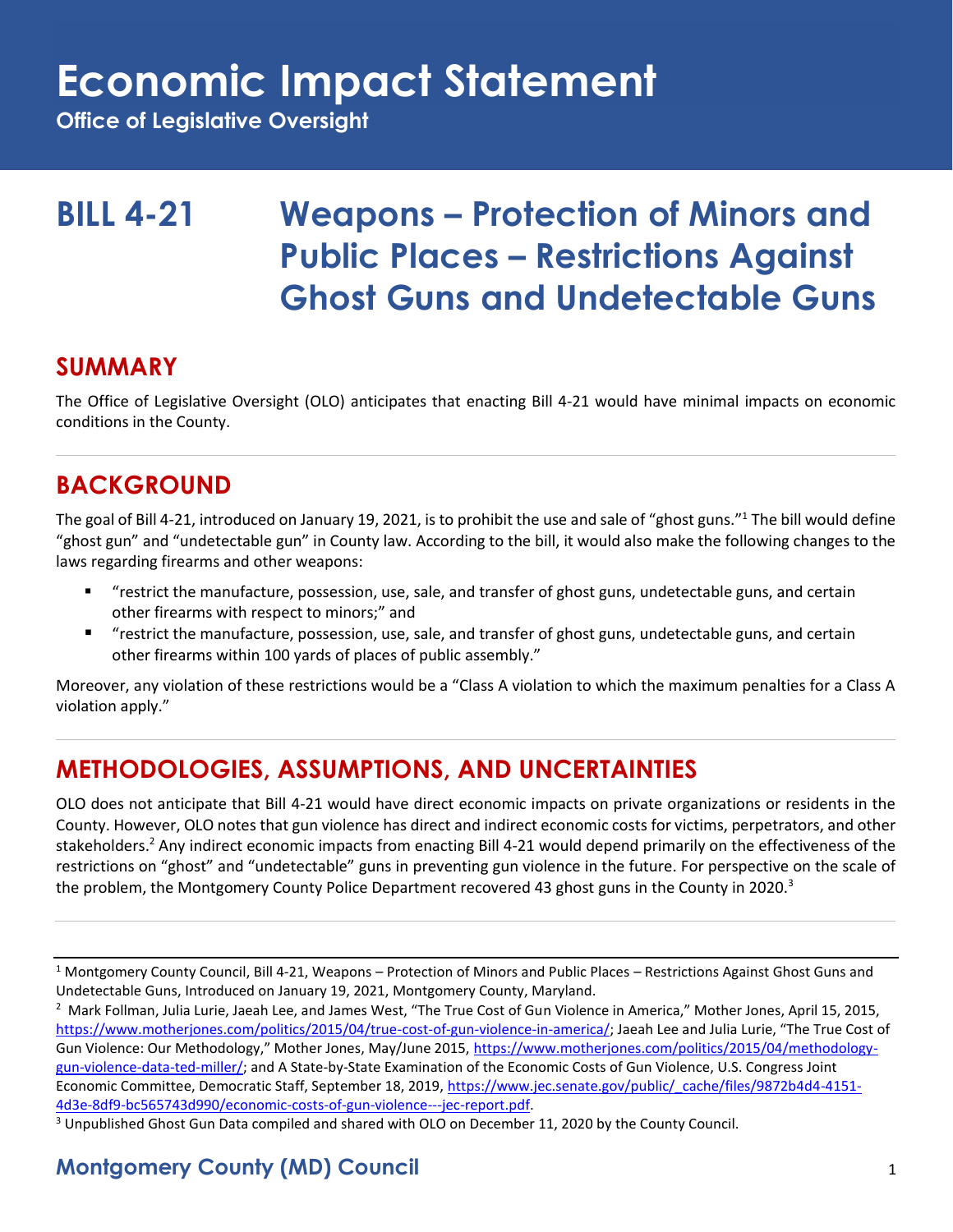# Economic Impact Statement

**Office of Legislative Oversight**

# BILL 4-21 Weapons – Protection of Minors and Public Places – Restrictions Against Ghost Guns and Undetectable Guns

## SUMMARY

The Office of Legislative Oversight (OLO) anticipates that enacting Bill 4-21 would have minimal impacts on economic conditions in the County.

## BACKGROUND

The goal of Bill 4-21, introduced on January 19, 2021, is to prohibit the use and sale of "ghost guns."[1] The bill would define "ghost gun" and "undetectable gun" in County law. According to the bill, it would also make the following changes to the laws regarding firearms and other weapons:

- "restrict the manufacture, possession, use, sale, and transfer of ghost guns, undetectable guns, and certain other firearms with respect to minors;" and
- "restrict the manufacture, possession, use, sale, and transfer of ghost guns, undetectable guns, and certain other firearms within 100 yards of places of public assembly."

Moreover, any violation of these restrictions would be a "Class A violation to which the maximum penalties for a Class A violation apply."

## METHODOLOGIES, ASSUMPTIONS, AND UNCERTAINTIES

OLO does not anticipate that Bill 4-21 would have direct economic impacts on private organizations or residents in the County. However, OLO notes that gun violence has direct and indirect economic costs for victims, perpetrators, and other stakeholders.[2] Any indirect economic impacts from enacting Bill 4-21 would depend primarily on the effectiveness of the restrictions on "ghost" and "undetectable" guns in preventing gun violence in the future. For perspective on the scale of the problem, the Montgomery County Police Department recovered 43 ghost guns in the County in 2020.[3]

---

[1] Montgomery County Council, Bill 4-21, Weapons – Protection of Minors and Public Places – Restrictions Against Ghost Guns and Undetectable Guns, Introduced on January 19, 2021, Montgomery County, Maryland.

[2] Mark Follman, Julia Lurie, Jaeah Lee, and James West, "The True Cost of Gun Violence in America," Mother Jones, April 15, 2015, https://www.motherjones.com/politics/2015/04/true-cost-of-gun-violence-in-america/; Jaeah Lee and Julia Lurie, "The True Cost of Gun Violence: Our Methodology," Mother Jones, May/June 2015, https://www.motherjones.com/politics/2015/04/methodology-gun-violence-data-ted-miller/; and A State-by-State Examination of the Economic Costs of Gun Violence, U.S. Congress Joint Economic Committee, Democratic Staff, September 18, 2019, https://www.jec.senate.gov/public/_cache/files/9872b4d4-4151-4d3e-8df9-bc565743d990/economic-costs-of-gun-violence---jec-report.pdf.

[3] Unpublished Ghost Gun Data compiled and shared with OLO on December 11, 2020 by the County Council.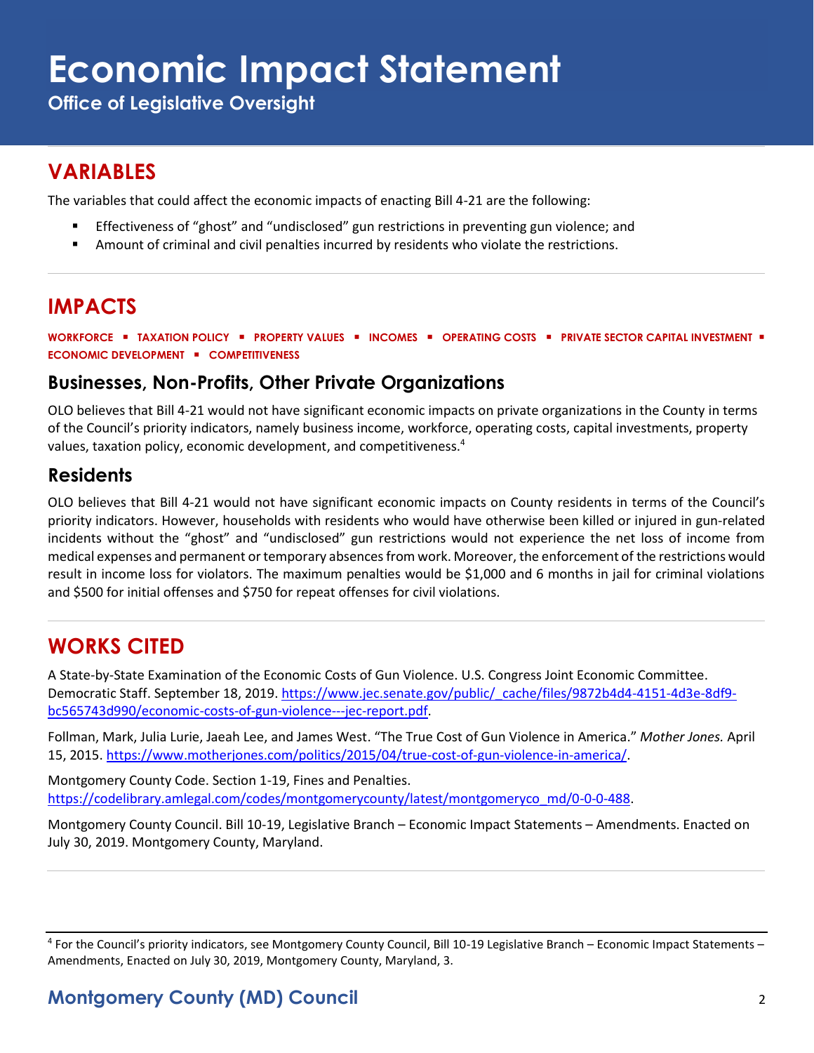# Economic Impact Statement

**Office of Legislative Oversight**

## VARIABLES

The variables that could affect the economic impacts of enacting Bill 4-21 are the following:

- Effectiveness of "ghost" and "undisclosed" gun restrictions in preventing gun violence; and
- Amount of criminal and civil penalties incurred by residents who violate the restrictions.

## IMPACTS

**WORKFORCE ▪ TAXATION POLICY ▪ PROPERTY VALUES ▪ INCOMES ▪ OPERATING COSTS ▪ PRIVATE SECTOR CAPITAL INVESTMENT ▪ ECONOMIC DEVELOPMENT ▪ COMPETITIVENESS**

### Businesses, Non-Profits, Other Private Organizations

OLO believes that Bill 4-21 would not have significant economic impacts on private organizations in the County in terms of the Council's priority indicators, namely business income, workforce, operating costs, capital investments, property values, taxation policy, economic development, and competitiveness.[4]

### Residents

OLO believes that Bill 4-21 would not have significant economic impacts on County residents in terms of the Council's priority indicators. However, households with residents who would have otherwise been killed or injured in gun-related incidents without the "ghost" and "undisclosed" gun restrictions would not experience the net loss of income from medical expenses and permanent or temporary absences from work. Moreover, the enforcement of the restrictions would result in income loss for violators. The maximum penalties would be $1,000 and 6 months in jail for criminal violations and $500 for initial offenses and $750 for repeat offenses for civil violations.

## WORKS CITED

A State-by-State Examination of the Economic Costs of Gun Violence. U.S. Congress Joint Economic Committee. Democratic Staff. September 18, 2019. https://www.jec.senate.gov/public/_cache/files/9872b4d4-4151-4d3e-8df9-bc565743d990/economic-costs-of-gun-violence---jec-report.pdf.

Follman, Mark, Julia Lurie, Jaeah Lee, and James West. "The True Cost of Gun Violence in America." *Mother Jones.* April 15, 2015. https://www.motherjones.com/politics/2015/04/true-cost-of-gun-violence-in-america/.

Montgomery County Code. Section 1-19, Fines and Penalties. https://codelibrary.amlegal.com/codes/montgomerycounty/latest/montgomeryco_md/0-0-0-488.

Montgomery County Council. Bill 10-19, Legislative Branch – Economic Impact Statements – Amendments. Enacted on July 30, 2019. Montgomery County, Maryland.

---

[4] For the Council's priority indicators, see Montgomery County Council, Bill 10-19 Legislative Branch – Economic Impact Statements – Amendments, Enacted on July 30, 2019, Montgomery County, Maryland, 3.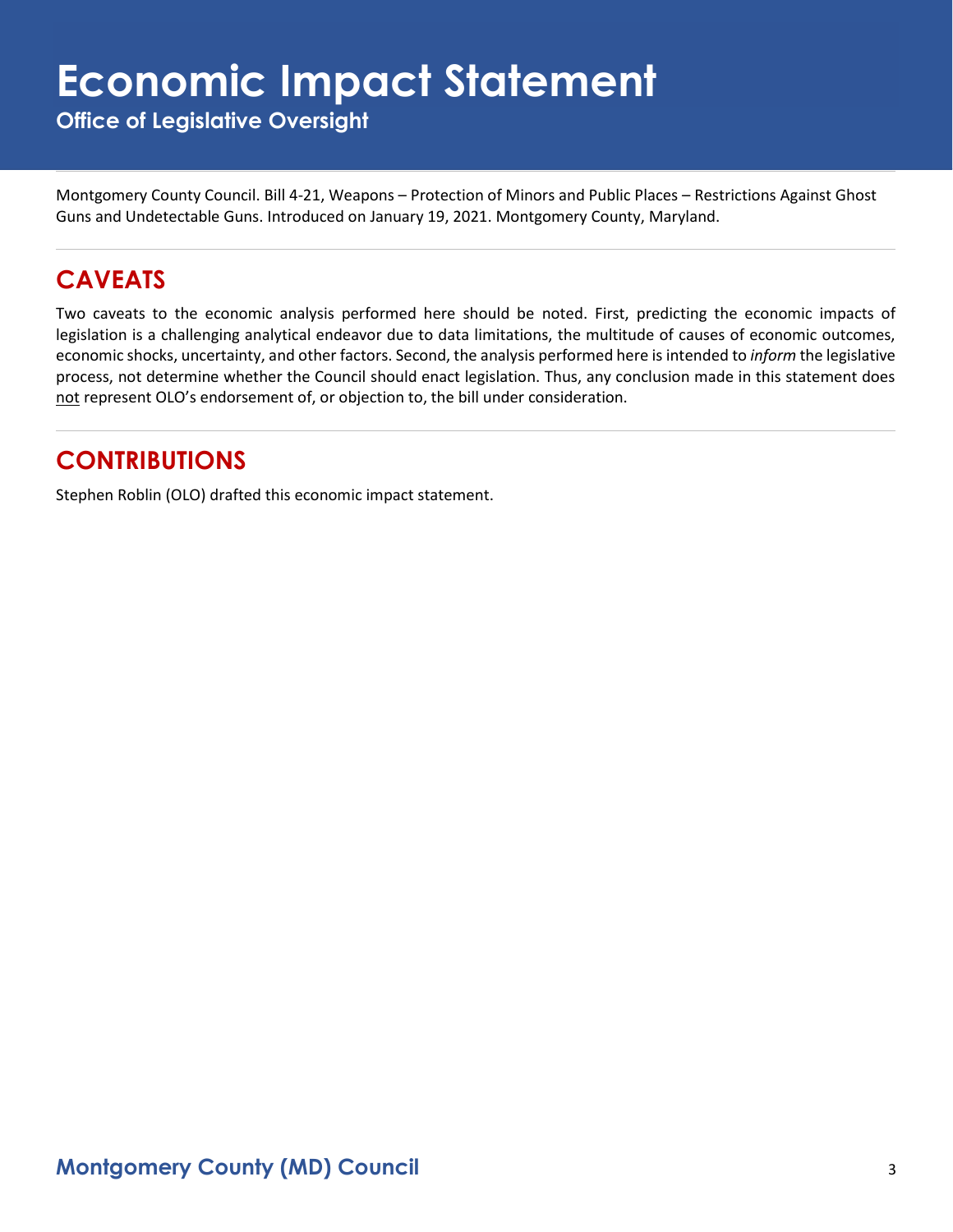# Economic Impact Statement

**Office of Legislative Oversight**

Montgomery County Council. Bill 4-21, Weapons – Protection of Minors and Public Places – Restrictions Against Ghost Guns and Undetectable Guns. Introduced on January 19, 2021. Montgomery County, Maryland.

## CAVEATS

Two caveats to the economic analysis performed here should be noted. First, predicting the economic impacts of legislation is a challenging analytical endeavor due to data limitations, the multitude of causes of economic outcomes, economic shocks, uncertainty, and other factors. Second, the analysis performed here is intended to *inform* the legislative process, not determine whether the Council should enact legislation. Thus, any conclusion made in this statement does not represent OLO's endorsement of, or objection to, the bill under consideration.

## CONTRIBUTIONS

Stephen Roblin (OLO) drafted this economic impact statement.